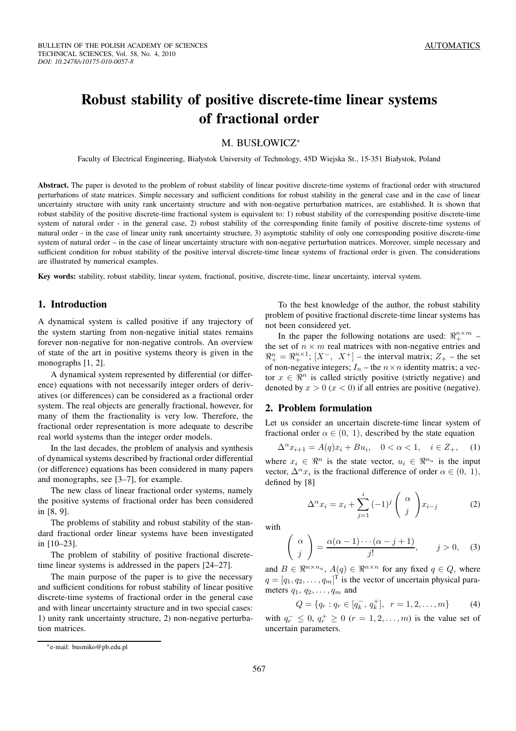# Robust stability of positive discrete-time linear systems of fractional order

M. BUSŁOWICZ*

Faculty of Electrical Engineering, Białystok University of Technology, 45D Wiejska St., 15-351 Białystok, Poland

**Abstract.** The paper is devoted to the problem of robust stability of linear positive discrete-time systems of fractional order with structured perturbations of state matrices. Simple necessary and sufficient conditions for robust stability in the general case and in the case of linear uncertainty structure with unity rank uncertainty structure and with non-negative perturbation matrices, are established. It is shown that robust stability of the positive discrete-time fractional system is equivalent to: 1) robust stability of the corresponding positive discrete-time system of natural order - in the general case, 2) robust stability of the corresponding finite family of positive discrete-time systems of natural order - in the case of linear unity rank uncertainty structure, 3) asymptotic stability of only one corresponding positive discrete-time system of natural order – in the case of linear uncertainty structure with non-negative perturbation matrices. Moreover, simple necessary and sufficient condition for robust stability of the positive interval discrete-time linear systems of fractional order is given. The considerations are illustrated by numerical examples.

**Key words:** stability, robust stability, linear system, fractional, positive, discrete-time, linear uncertainty, interval system.

## 1. Introduction

A dynamical system is called positive if any trajectory of the system starting from non-negative initial states remains forever non-negative for non-negative controls. An overview of state of the art in positive systems theory is given in the monographs [1, 2].

A dynamical system represented by differential (or difference) equations with not necessarily integer orders of derivatives (or differences) can be considered as a fractional order system. The real objects are generally fractional, however, for many of them the fractionality is very low. Therefore, the fractional order representation is more adequate to describe real world systems than the integer order models.

In the last decades, the problem of analysis and synthesis of dynamical systems described by fractional order differential (or difference) equations has been considered in many papers and monographs, see [3–7], for example.

The new class of linear fractional order systems, namely the positive systems of fractional order has been considered in [8, 9].

The problems of stability and robust stability of the standard fractional order linear systems have been investigated in [10–23].

The problem of stability of positive fractional discrete-time linear systems is addressed in the papers [24–27].

The main purpose of the paper is to give the necessary and sufficient conditions for robust stability of linear positive discrete-time systems of fractional order in the general case and with linear uncertainty structure and in two special cases: 1) unity rank uncertainty structure, 2) non-negative perturbation matrices.

To the best knowledge of the author, the robust stability problem of positive fractional discrete-time linear systems has not been considered yet.

In the paper the following notations are used: $\Re_+^{n\times m}$ – the set of $n \times m$ real matrices with non-negative entries and $\Re_+^n = \Re_+^{n\times 1}$; $[X^-, \ X^+]$ – the interval matrix; $Z_+$ – the set of non-negative integers; $I_n$ – the $n\times n$ identity matrix; a vector $x \in \Re^n$ is called strictly positive (strictly negative) and denoted by $x > 0$ ($x < 0$) if all entries are positive (negative).

## 2. Problem formulation

Let us consider an uncertain discrete-time linear system of fractional order $\alpha \in (0,\ 1)$, described by the state equation

$$\Delta^\alpha x_{i+1} = A(q)x_i + Bu_i, \quad 0 < \alpha < 1, \quad i \in Z_+, \tag{1}$$

where $x_i \in \Re^n$ is the state vector, $u_i \in \Re^{n_u}$ is the input vector, $\Delta^\alpha x_i$ is the fractional difference of order $\alpha \in (0,\ 1)$, defined by [8]

$$\Delta^\alpha x_i = x_i + \sum_{j=1}^{i} (-1)^j \begin{pmatrix} \alpha \\ j \end{pmatrix} x_{i-j} \tag{2}$$

with

$$\begin{pmatrix} \alpha \\ j \end{pmatrix} = \frac{\alpha(\alpha-1)\cdots(\alpha-j+1)}{j!}, \qquad j > 0, \tag{3}$$

and $B \in \Re^{n\times n_u}$, $A(q) \in \Re^{n\times n}$ for any fixed $q \in Q$, where $q = [q_1, q_2, \ldots, q_m]^{\mathrm{T}}$ is the vector of uncertain physical parameters $q_1,\ q_2, \ldots, q_m$ and

$$Q = \{q_r : q_r \in [q_k^-,\ q_k^+], \ \ r = 1, 2, \ldots, m\} \tag{4}$$

with $q_r^- \leq 0$, $q_r^+ \geq 0$ ($r = 1, 2, \ldots, m$) is the value set of uncertain parameters.

*e-mail: busmiko@pb.edu.pl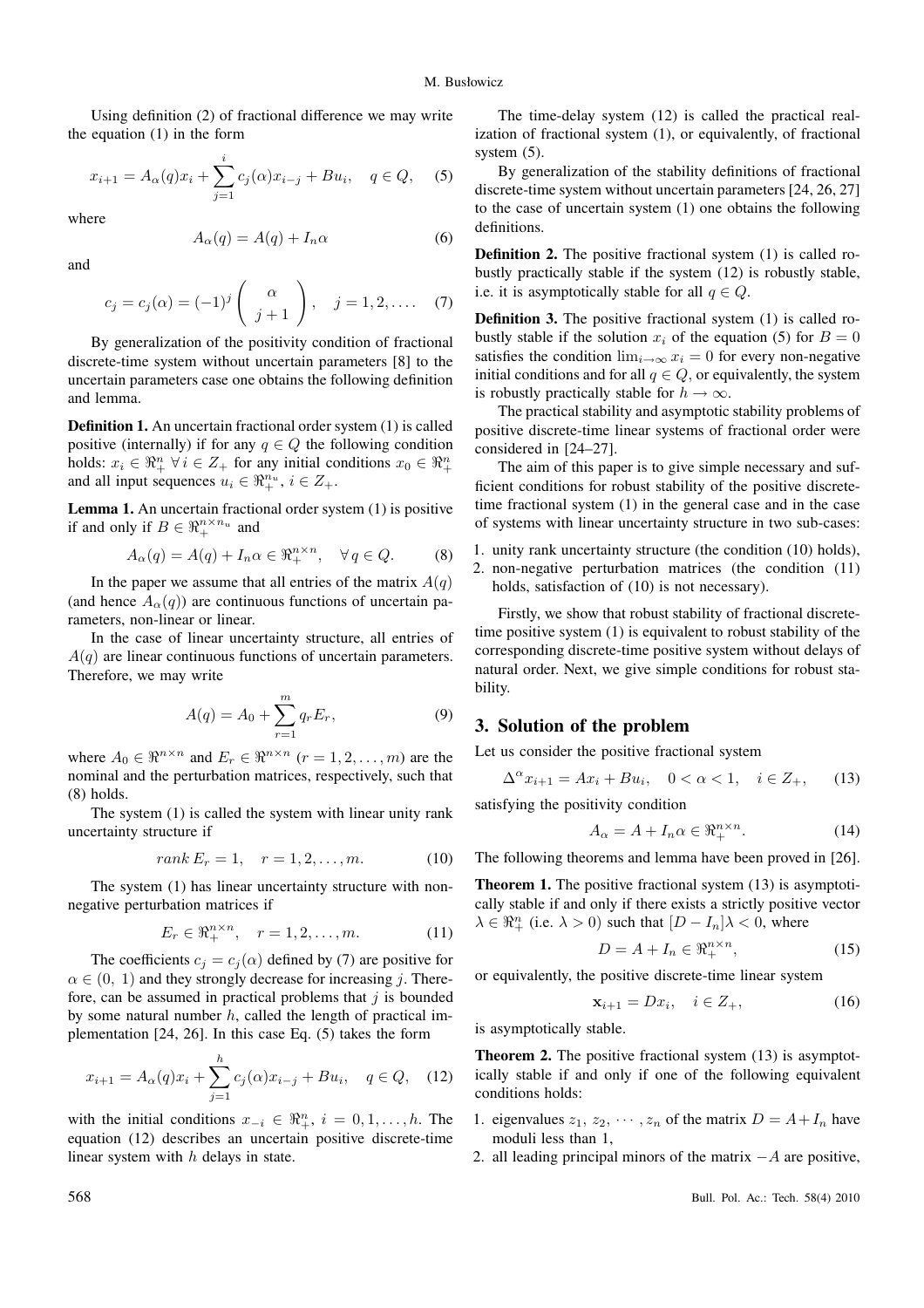Using definition (2) of fractional difference we may write the equation (1) in the form

$$x_{i+1} = A_\alpha(q)x_i + \sum_{j=1}^{i} c_j(\alpha)x_{i-j} + Bu_i, \quad q \in Q, \qquad (5)$$

where

$$A_\alpha(q) = A(q) + I_n\alpha \qquad (6)$$

and

$$c_j = c_j(\alpha) = (-1)^j \begin{pmatrix} \alpha \\ j+1 \end{pmatrix}, \quad j = 1, 2, \ldots. \qquad (7)$$

By generalization of the positivity condition of fractional discrete-time system without uncertain parameters [8] to the uncertain parameters case one obtains the following definition and lemma.

**Definition 1.** An uncertain fractional order system (1) is called positive (internally) if for any $q \in Q$ the following condition holds: $x_i \in \Re_+^n \ \forall\, i \in Z_+$ for any initial conditions $x_0 \in \Re_+^n$ and all input sequences $u_i \in \Re_+^{n_u}$, $i \in Z_+$.

**Lemma 1.** An uncertain fractional order system (1) is positive if and only if $B \in \Re_+^{n \times n_u}$ and

$$A_\alpha(q) = A(q) + I_n\alpha \in \Re_+^{n\times n}, \quad \forall\, q \in Q. \qquad (8)$$

In the paper we assume that all entries of the matrix $A(q)$ (and hence $A_\alpha(q)$) are continuous functions of uncertain parameters, non-linear or linear.

In the case of linear uncertainty structure, all entries of $A(q)$ are linear continuous functions of uncertain parameters. Therefore, we may write

$$A(q) = A_0 + \sum_{r=1}^{m} q_r E_r, \qquad (9)$$

where $A_0 \in \Re^{n\times n}$ and $E_r \in \Re^{n\times n}$ ($r = 1, 2, \ldots, m$) are the nominal and the perturbation matrices, respectively, such that (8) holds.

The system (1) is called the system with linear unity rank uncertainty structure if

$$rank\, E_r = 1, \quad r = 1, 2, \ldots, m. \qquad (10)$$

The system (1) has linear uncertainty structure with non-negative perturbation matrices if

$$E_r \in \Re_+^{n\times n}, \quad r = 1, 2, \ldots, m. \qquad (11)$$

The coefficients $c_j = c_j(\alpha)$ defined by (7) are positive for $\alpha \in (0,\ 1)$ and they strongly decrease for increasing $j$. Therefore, can be assumed in practical problems that $j$ is bounded by some natural number $h$, called the length of practical implementation [24, 26]. In this case Eq. (5) takes the form

$$x_{i+1} = A_\alpha(q)x_i + \sum_{j=1}^{h} c_j(\alpha)x_{i-j} + Bu_i, \quad q \in Q, \qquad (12)$$

with the initial conditions $x_{-i} \in \Re_+^n$, $i = 0, 1, \ldots, h$. The equation (12) describes an uncertain positive discrete-time linear system with $h$ delays in state.

The time-delay system (12) is called the practical realization of fractional system (1), or equivalently, of fractional system (5).

By generalization of the stability definitions of fractional discrete-time system without uncertain parameters [24, 26, 27] to the case of uncertain system (1) one obtains the following definitions.

**Definition 2.** The positive fractional system (1) is called robustly practically stable if the system (12) is robustly stable, i.e. it is asymptotically stable for all $q \in Q$.

**Definition 3.** The positive fractional system (1) is called robustly stable if the solution $x_i$ of the equation (5) for $B = 0$ satisfies the condition $\lim_{i\to\infty} x_i = 0$ for every non-negative initial conditions and for all $q \in Q$, or equivalently, the system is robustly practically stable for $h \to \infty$.

The practical stability and asymptotic stability problems of positive discrete-time linear systems of fractional order were considered in [24–27].

The aim of this paper is to give simple necessary and sufficient conditions for robust stability of the positive discrete-time fractional system (1) in the general case and in the case of systems with linear uncertainty structure in two sub-cases:

1. unity rank uncertainty structure (the condition (10) holds),
2. non-negative perturbation matrices (the condition (11) holds, satisfaction of (10) is not necessary).

Firstly, we show that robust stability of fractional discrete-time positive system (1) is equivalent to robust stability of the corresponding discrete-time positive system without delays of natural order. Next, we give simple conditions for robust stability.

## 3. Solution of the problem

Let us consider the positive fractional system

$$\Delta^\alpha x_{i+1} = Ax_i + Bu_i, \quad 0 < \alpha < 1, \quad i \in Z_+, \qquad (13)$$

satisfying the positivity condition

$$A_\alpha = A + I_n\alpha \in \Re_+^{n\times n}. \qquad (14)$$

The following theorems and lemma have been proved in [26].

**Theorem 1.** The positive fractional system (13) is asymptotically stable if and only if there exists a strictly positive vector $\lambda \in \Re_+^n$ (i.e. $\lambda > 0$) such that $[D - I_n]\lambda < 0$, where

$$D = A + I_n \in \Re_+^{n\times n}, \qquad (15)$$

or equivalently, the positive discrete-time linear system

$$\mathbf{x}_{i+1} = Dx_i, \quad i \in Z_+, \qquad (16)$$

is asymptotically stable.

**Theorem 2.** The positive fractional system (13) is asymptotically stable if and only if one of the following equivalent conditions holds:

1. eigenvalues $z_1, z_2, \cdots, z_n$ of the matrix $D = A + I_n$ have moduli less than 1,
2. all leading principal minors of the matrix $-A$ are positive,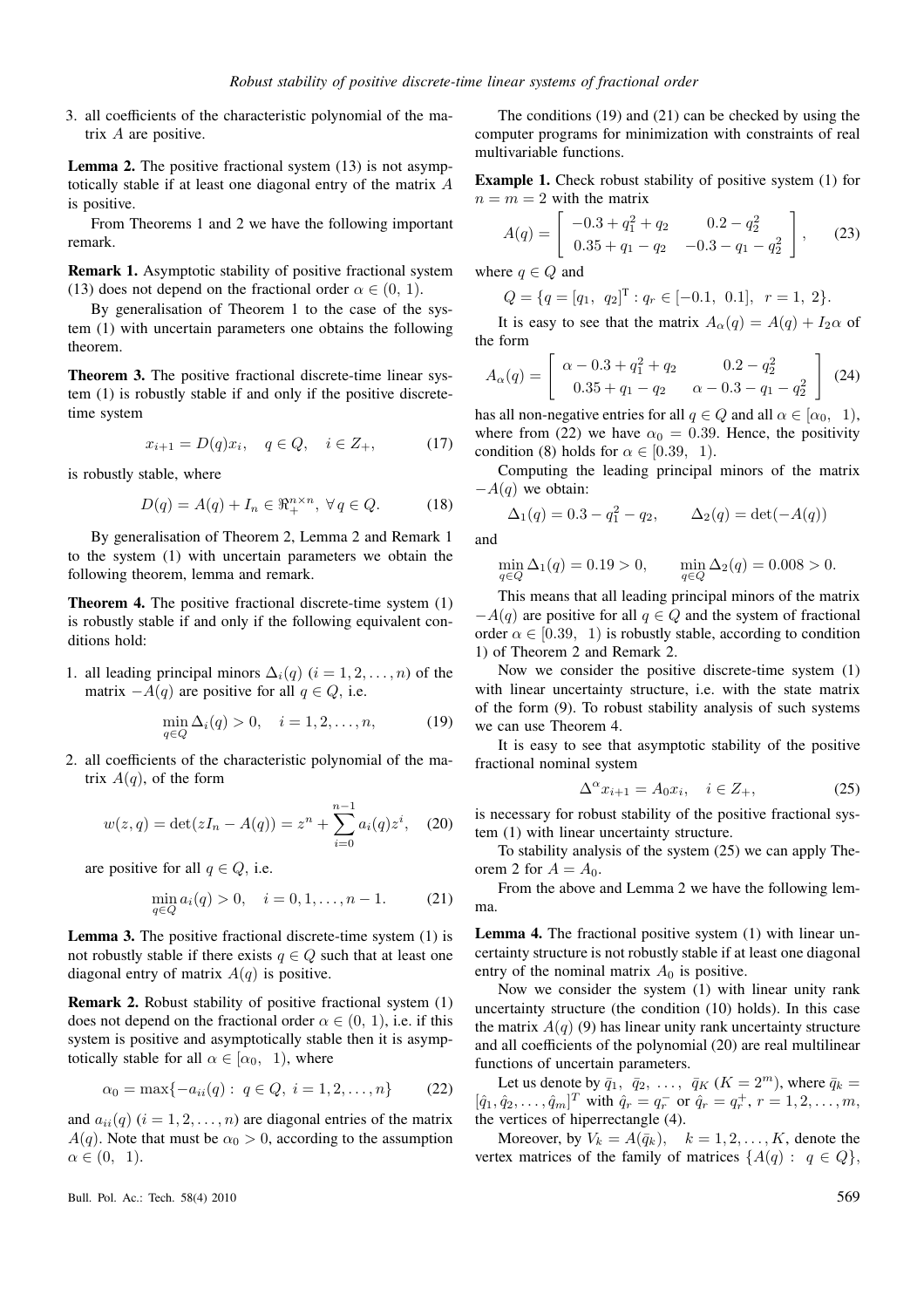3. all coefficients of the characteristic polynomial of the matrix $A$ are positive.

**Lemma 2.** The positive fractional system (13) is not asymptotically stable if at least one diagonal entry of the matrix $A$ is positive.

From Theorems 1 and 2 we have the following important remark.

**Remark 1.** Asymptotic stability of positive fractional system (13) does not depend on the fractional order $\alpha \in (0,\ 1)$.

By generalisation of Theorem 1 to the case of the system (1) with uncertain parameters one obtains the following theorem.

**Theorem 3.** The positive fractional discrete-time linear system (1) is robustly stable if and only if the positive discrete-time system

$$x_{i+1} = D(q)x_i, \quad q \in Q, \quad i \in Z_+, \tag{17}$$

is robustly stable, where

$$D(q) = A(q) + I_n \in \Re_+^{n\times n},\ \forall\, q \in Q. \tag{18}$$

By generalisation of Theorem 2, Lemma 2 and Remark 1 to the system (1) with uncertain parameters we obtain the following theorem, lemma and remark.

**Theorem 4.** The positive fractional discrete-time system (1) is robustly stable if and only if the following equivalent conditions hold:

1. all leading principal minors $\Delta_i(q)$ $(i = 1, 2, \ldots, n)$ of the matrix $-A(q)$ are positive for all $q \in Q$, i.e.

$$\min_{q\in Q} \Delta_i(q) > 0, \quad i = 1, 2, \ldots, n, \tag{19}$$

2. all coefficients of the characteristic polynomial of the matrix $A(q)$, of the form

$$w(z, q) = \det(zI_n - A(q)) = z^n + \sum_{i=0}^{n-1} a_i(q) z^i, \tag{20}$$

are positive for all $q \in Q$, i.e.

$$\min_{q\in Q} a_i(q) > 0, \quad i = 0, 1, \ldots, n-1. \tag{21}$$

**Lemma 3.** The positive fractional discrete-time system (1) is not robustly stable if there exists $q \in Q$ such that at least one diagonal entry of matrix $A(q)$ is positive.

**Remark 2.** Robust stability of positive fractional system (1) does not depend on the fractional order $\alpha \in (0,\ 1)$, i.e. if this system is positive and asymptotically stable then it is asymptotically stable for all $\alpha \in [\alpha_0,\ 1)$, where

$$\alpha_0 = \max\{-a_{ii}(q) :\ q \in Q,\ i = 1, 2, \ldots, n\} \tag{22}$$

and $a_{ii}(q)$ $(i = 1, 2, \ldots, n)$ are diagonal entries of the matrix $A(q)$. Note that must be $\alpha_0 > 0$, according to the assumption $\alpha \in (0,\ 1)$.

The conditions (19) and (21) can be checked by using the computer programs for minimization with constraints of real multivariable functions.

**Example 1.** Check robust stability of positive system (1) for $n = m = 2$ with the matrix

$$A(q) = \begin{bmatrix} -0.3 + q_1^2 + q_2 & 0.2 - q_2^2 \\ 0.35 + q_1 - q_2 & -0.3 - q_1 - q_2^2 \end{bmatrix}, \tag{23}$$

where $q \in Q$ and

$$Q = \{q = [q_1,\ q_2]^{\mathrm{T}} : q_r \in [-0.1,\ 0.1],\ \ r = 1,\ 2\}.$$

It is easy to see that the matrix $A_\alpha(q) = A(q) + I_2\alpha$ of the form

$$A_\alpha(q) = \begin{bmatrix} \alpha - 0.3 + q_1^2 + q_2 & 0.2 - q_2^2 \\ 0.35 + q_1 - q_2 & \alpha - 0.3 - q_1 - q_2^2 \end{bmatrix} \tag{24}$$

has all non-negative entries for all $q \in Q$ and all $\alpha \in [\alpha_0,\ 1)$, where from (22) we have $\alpha_0 = 0.39$. Hence, the positivity condition (8) holds for $\alpha \in [0.39,\ 1)$.

Computing the leading principal minors of the matrix $-A(q)$ we obtain:

$$\Delta_1(q) = 0.3 - q_1^2 - q_2, \qquad \Delta_2(q) = \det(-A(q))$$

and

$$\min_{q\in Q} \Delta_1(q) = 0.19 > 0, \qquad \min_{q\in Q} \Delta_2(q) = 0.008 > 0.$$

This means that all leading principal minors of the matrix $-A(q)$ are positive for all $q \in Q$ and the system of fractional order $\alpha \in [0.39,\ 1)$ is robustly stable, according to condition 1) of Theorem 2 and Remark 2.

Now we consider the positive discrete-time system (1) with linear uncertainty structure, i.e. with the state matrix of the form (9). To robust stability analysis of such systems we can use Theorem 4.

It is easy to see that asymptotic stability of the positive fractional nominal system

$$\Delta^\alpha x_{i+1} = A_0 x_i, \quad i \in Z_+, \tag{25}$$

is necessary for robust stability of the positive fractional system (1) with linear uncertainty structure.

To stability analysis of the system (25) we can apply Theorem 2 for $A = A_0$.

From the above and Lemma 2 we have the following lemma.

**Lemma 4.** The fractional positive system (1) with linear uncertainty structure is not robustly stable if at least one diagonal entry of the nominal matrix $A_0$ is positive.

Now we consider the system (1) with linear unity rank uncertainty structure (the condition (10) holds). In this case the matrix $A(q)$ (9) has linear unity rank uncertainty structure and all coefficients of the polynomial (20) are real multilinear functions of uncertain parameters.

Let us denote by $\bar{q}_1,\ \bar{q}_2,\ \ldots,\ \bar{q}_K$ $(K = 2^m)$, where $\bar{q}_k = [\hat{q}_1, \hat{q}_2, \ldots, \hat{q}_m]^T$ with $\hat{q}_r = q_r^-$ or $\hat{q}_r = q_r^+$, $r = 1, 2, \ldots, m$, the vertices of hiperrectangle (4).

Moreover, by $V_k = A(\bar{q}_k)$, $\quad k = 1, 2, \ldots, K$, denote the vertex matrices of the family of matrices $\{A(q) :\ q \in Q\}$,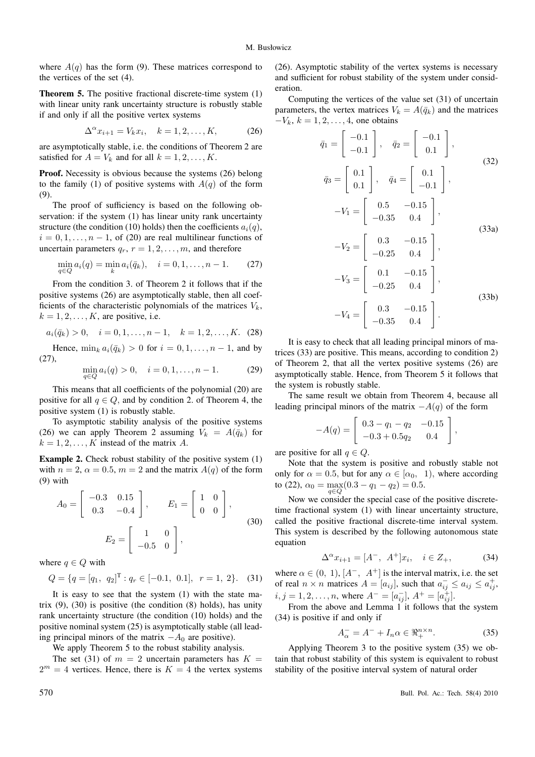where $A(q)$ has the form (9). These matrices correspond to the vertices of the set (4).

**Theorem 5.** The positive fractional discrete-time system (1) with linear unity rank uncertainty structure is robustly stable if and only if all the positive vertex systems

$$\Delta^{\alpha} x_{i+1} = V_k x_i, \quad k = 1, 2, \ldots, K, \tag{26}$$

are asymptotically stable, i.e. the conditions of Theorem 2 are satisfied for $A = V_k$ and for all $k = 1, 2, \ldots, K$.

**Proof.** Necessity is obvious because the systems (26) belong to the family (1) of positive systems with $A(q)$ of the form (9).

The proof of sufficiency is based on the following observation: if the system (1) has linear unity rank uncertainty structure (the condition (10) holds) then the coefficients $a_i(q)$, $i = 0, 1, \ldots, n-1$, of (20) are real multilinear functions of uncertain parameters $q_r$, $r = 1, 2, \ldots, m$, and therefore

$$\min_{q \in Q} a_i(q) = \min_{k} a_i(\bar{q}_k), \quad i = 0, 1, \ldots, n-1. \tag{27}$$

From the condition 3. of Theorem 2 it follows that if the positive systems (26) are asymptotically stable, then all coefficients of the characteristic polynomials of the matrices $V_k$, $k = 1, 2, \ldots, K$, are positive, i.e.

$$a_i(\bar{q}_k) > 0, \quad i = 0, 1, \ldots, n-1, \quad k = 1, 2, \ldots, K. \tag{28}$$

Hence, $\min_k a_i(\bar{q}_k) > 0$ for $i = 0, 1, \ldots, n-1$, and by (27),

$$\min_{q \in Q} a_i(q) > 0, \quad i = 0, 1, \ldots, n-1. \tag{29}$$

This means that all coefficients of the polynomial (20) are positive for all $q \in Q$, and by condition 2. of Theorem 4, the positive system (1) is robustly stable.

To asymptotic stability analysis of the positive systems (26) we can apply Theorem 2 assuming $V_k = A(\bar{q}_k)$ for $k = 1, 2, \ldots, K$ instead of the matrix $A$.

**Example 2.** Check robust stability of the positive system (1) with $n = 2$, $\alpha = 0.5$, $m = 2$ and the matrix $A(q)$ of the form (9) with

$$A_0 = \begin{bmatrix} -0.3 & 0.15 \\ 0.3 & -0.4 \end{bmatrix}, \qquad E_1 = \begin{bmatrix} 1 & 0 \\ 0 & 0 \end{bmatrix},$$
$$E_2 = \begin{bmatrix} 1 & 0 \\ -0.5 & 0 \end{bmatrix}, \tag{30}$$

where $q \in Q$ with

$$Q = \{q = [q_1, \ q_2]^{\mathrm{T}} : q_r \in [-0.1, \ 0.1], \quad r = 1, \ 2\}. \tag{31}$$

It is easy to see that the system (1) with the state matrix (9), (30) is positive (the condition (8) holds), has unity rank uncertainty structure (the condition (10) holds) and the positive nominal system (25) is asymptotically stable (all leading principal minors of the matrix $-A_0$ are positive).

We apply Theorem 5 to the robust stability analysis.

The set (31) of $m = 2$ uncertain parameters has $K = 2^m = 4$ vertices. Hence, there is $K = 4$ the vertex systems (26). Asymptotic stability of the vertex systems is necessary and sufficient for robust stability of the system under consideration.

Computing the vertices of the value set (31) of uncertain parameters, the vertex matrices $V_k = A(\bar{q}_k)$ and the matrices $-V_k$, $k = 1, 2, \ldots, 4$, one obtains

$$\bar{q}_1 = \begin{bmatrix} -0.1 \\ -0.1 \end{bmatrix}, \quad \bar{q}_2 = \begin{bmatrix} -0.1 \\ 0.1 \end{bmatrix},$$
$$\bar{q}_3 = \begin{bmatrix} 0.1 \\ 0.1 \end{bmatrix}, \quad \bar{q}_4 = \begin{bmatrix} 0.1 \\ -0.1 \end{bmatrix}, \tag{32}$$

$$-V_1 = \begin{bmatrix} 0.5 & -0.15 \\ -0.35 & 0.4 \end{bmatrix},$$
$$-V_2 = \begin{bmatrix} 0.3 & -0.15 \\ -0.25 & 0.4 \end{bmatrix}, \tag{33a}$$

$$-V_3 = \begin{bmatrix} 0.1 & -0.15 \\ -0.25 & 0.4 \end{bmatrix},$$
$$-V_4 = \begin{bmatrix} 0.3 & -0.15 \\ -0.35 & 0.4 \end{bmatrix}. \tag{33b}$$

It is easy to check that all leading principal minors of matrices (33) are positive. This means, according to condition 2) of Theorem 2, that all the vertex positive systems (26) are asymptotically stable. Hence, from Theorem 5 it follows that the system is robustly stable.

The same result we obtain from Theorem 4, because all leading principal minors of the matrix $-A(q)$ of the form

$$-A(q) = \begin{bmatrix} 0.3 - q_1 - q_2 & -0.15 \\ -0.3 + 0.5q_2 & 0.4 \end{bmatrix},$$

are positive for all $q \in Q$.

Note that the system is positive and robustly stable not only for $\alpha = 0.5$, but for any $\alpha \in [\alpha_0, \ 1)$, where according to (22), $\alpha_0 = \max_{q \in Q}(0.3 - q_1 - q_2) = 0.5$.

Now we consider the special case of the positive discrete-time fractional system (1) with linear uncertainty structure, called the positive fractional discrete-time interval system. This system is described by the following autonomous state equation

$$\Delta^{\alpha} x_{i+1} = [A^-, \ A^+] x_i, \quad i \in Z_+, \tag{34}$$

where $\alpha \in (0, \ 1)$, $[A^-, \ A^+]$ is the interval matrix, i.e. the set of real $n \times n$ matrices $A = [a_{ij}]$, such that $a_{ij}^- \leq a_{ij} \leq a_{ij}^+$, $i, j = 1, 2, \ldots, n$, where $A^- = [a_{ij}^-]$, $A^+ = [a_{ij}^+]$.

From the above and Lemma 1 it follows that the system (34) is positive if and only if

$$A_{\alpha}^- = A^- + I_n \alpha \in \Re_+^{n \times n}. \tag{35}$$

Applying Theorem 3 to the positive system (35) we obtain that robust stability of this system is equivalent to robust stability of the positive interval system of natural order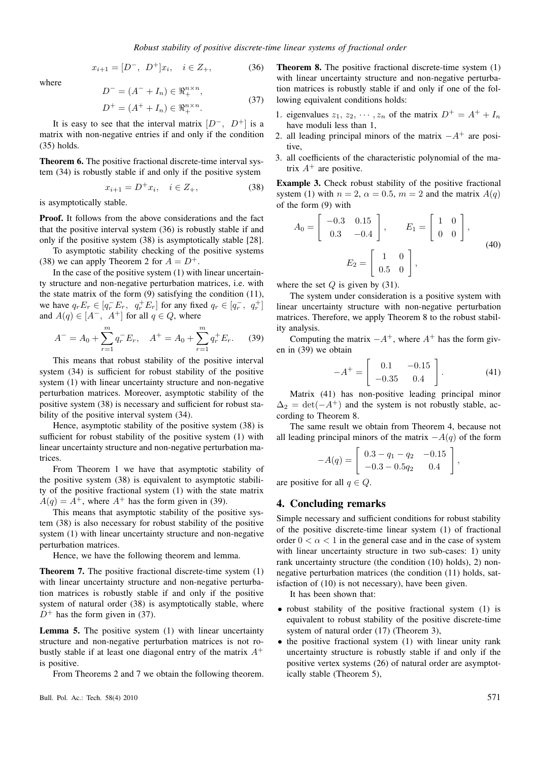$$x_{i+1} = [D^-,\ D^+]x_i, \quad i \in Z_+, \tag{36}$$

where

$$\begin{aligned} D^- &= (A^- + I_n) \in \Re_+^{n\times n}, \\ D^+ &= (A^+ + I_n) \in \Re_+^{n\times n}. \end{aligned} \tag{37}$$

It is easy to see that the interval matrix $[D^-,\ D^+]$ is a matrix with non-negative entries if and only if the condition (35) holds.

**Theorem 6.** The positive fractional discrete-time interval system (34) is robustly stable if and only if the positive system

$$x_{i+1} = D^+ x_i, \quad i \in Z_+, \tag{38}$$

is asymptotically stable.

**Proof.** It follows from the above considerations and the fact that the positive interval system (36) is robustly stable if and only if the positive system (38) is asymptotically stable [28].

To asymptotic stability checking of the positive systems (38) we can apply Theorem 2 for $A = D^+$.

In the case of the positive system (1) with linear uncertainty structure and non-negative perturbation matrices, i.e. with the state matrix of the form (9) satisfying the condition (11), we have $q_r E_r \in [q_r^- E_r,\ q_r^+ E_r]$ for any fixed $q_r \in [q_r^-,\ q_r^+]$ and $A(q) \in [A^-,\ A^+]$ for all $q \in Q$, where

$$A^- = A_0 + \sum_{r=1}^{m} q_r^- E_r, \quad A^+ = A_0 + \sum_{r=1}^{m} q_r^+ E_r. \tag{39}$$

This means that robust stability of the positive interval system (34) is sufficient for robust stability of the positive system (1) with linear uncertainty structure and non-negative perturbation matrices. Moreover, asymptotic stability of the positive system (38) is necessary and sufficient for robust stability of the positive interval system (34).

Hence, asymptotic stability of the positive system (38) is sufficient for robust stability of the positive system (1) with linear uncertainty structure and non-negative perturbation matrices.

From Theorem 1 we have that asymptotic stability of the positive system (38) is equivalent to asymptotic stability of the positive fractional system (1) with the state matrix $A(q) = A^+$, where $A^+$ has the form given in (39).

This means that asymptotic stability of the positive system (38) is also necessary for robust stability of the positive system (1) with linear uncertainty structure and non-negative perturbation matrices.

Hence, we have the following theorem and lemma.

**Theorem 7.** The positive fractional discrete-time system (1) with linear uncertainty structure and non-negative perturbation matrices is robustly stable if and only if the positive system of natural order (38) is asymptotically stable, where $D^+$ has the form given in (37).

**Lemma 5.** The positive system (1) with linear uncertainty structure and non-negative perturbation matrices is not robustly stable if at least one diagonal entry of the matrix $A^+$ is positive.

From Theorems 2 and 7 we obtain the following theorem.

**Theorem 8.** The positive fractional discrete-time system (1) with linear uncertainty structure and non-negative perturbation matrices is robustly stable if and only if one of the following equivalent conditions holds:

1. eigenvalues $z_1,\ z_2,\ \cdots,z_n$ of the matrix $D^+ = A^+ + I_n$ have moduli less than 1,
2. all leading principal minors of the matrix $-A^+$ are positive,
3. all coefficients of the characteristic polynomial of the matrix $A^+$ are positive.

**Example 3.** Check robust stability of the positive fractional system (1) with $n = 2$, $\alpha = 0.5$, $m = 2$ and the matrix $A(q)$ of the form (9) with

$$A_0 = \begin{bmatrix} -0.3 & 0.15 \\ 0.3 & -0.4 \end{bmatrix}, \qquad E_1 = \begin{bmatrix} 1 & 0 \\ 0 & 0 \end{bmatrix},$$
$$E_2 = \begin{bmatrix} 1 & 0 \\ 0.5 & 0 \end{bmatrix}, \tag{40}$$

where the set $Q$ is given by (31).

The system under consideration is a positive system with linear uncertainty structure with non-negative perturbation matrices. Therefore, we apply Theorem 8 to the robust stability analysis.

Computing the matrix $-A^+$, where $A^+$ has the form given in (39) we obtain

$$-A^+ = \begin{bmatrix} 0.1 & -0.15 \\ -0.35 & 0.4 \end{bmatrix}. \tag{41}$$

Matrix (41) has non-positive leading principal minor $\Delta_2 = \det(-A^+)$ and the system is not robustly stable, according to Theorem 8.

The same result we obtain from Theorem 4, because not all leading principal minors of the matrix $-A(q)$ of the form

$$-A(q) = \begin{bmatrix} 0.3 - q_1 - q_2 & -0.15 \\ -0.3 - 0.5q_2 & 0.4 \end{bmatrix},$$

are positive for all $q \in Q$.

## 4. Concluding remarks

Simple necessary and sufficient conditions for robust stability of the positive discrete-time linear system (1) of fractional order $0 < \alpha < 1$ in the general case and in the case of system with linear uncertainty structure in two sub-cases: 1) unity rank uncertainty structure (the condition (10) holds), 2) non-negative perturbation matrices (the condition (11) holds, satisfaction of (10) is not necessary), have been given.

It has been shown that:

- robust stability of the positive fractional system (1) is equivalent to robust stability of the positive discrete-time system of natural order (17) (Theorem 3),
- the positive fractional system (1) with linear unity rank uncertainty structure is robustly stable if and only if the positive vertex systems (26) of natural order are asymptotically stable (Theorem 5),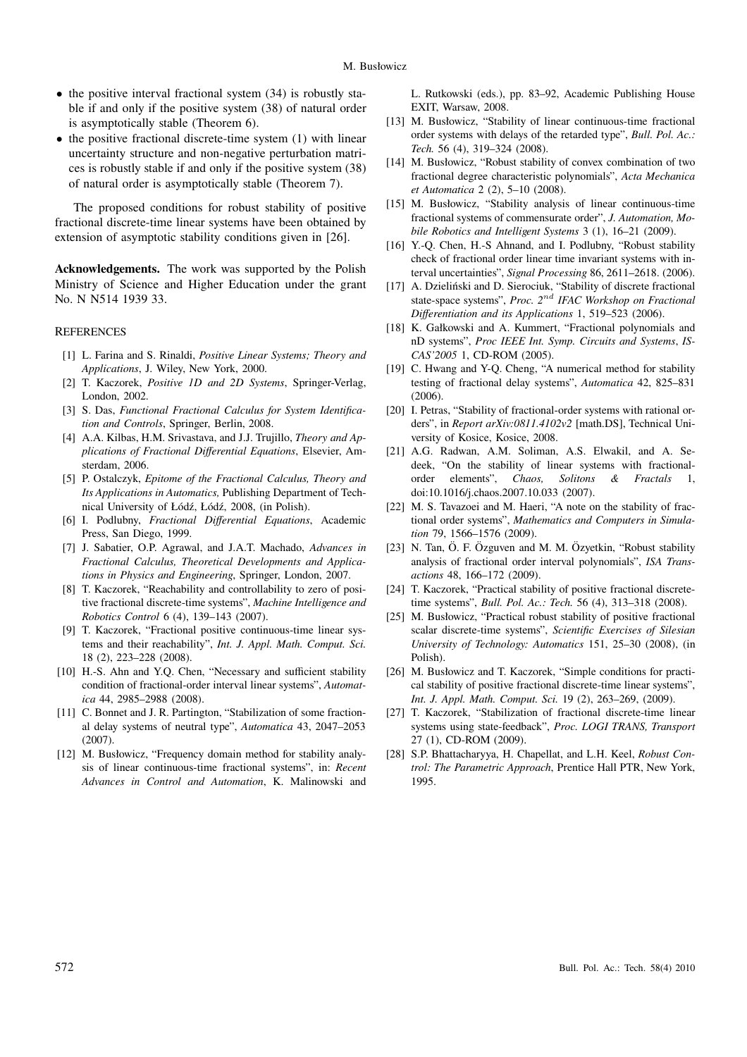- the positive interval fractional system (34) is robustly stable if and only if the positive system (38) of natural order is asymptotically stable (Theorem 6).
- the positive fractional discrete-time system (1) with linear uncertainty structure and non-negative perturbation matrices is robustly stable if and only if the positive system (38) of natural order is asymptotically stable (Theorem 7).

The proposed conditions for robust stability of positive fractional discrete-time linear systems have been obtained by extension of asymptotic stability conditions given in [26].

**Acknowledgements.** The work was supported by the Polish Ministry of Science and Higher Education under the grant No. N N514 1939 33.

## REFERENCES

[1] L. Farina and S. Rinaldi, *Positive Linear Systems; Theory and Applications*, J. Wiley, New York, 2000.

[2] T. Kaczorek, *Positive 1D and 2D Systems*, Springer-Verlag, London, 2002.

[3] S. Das, *Functional Fractional Calculus for System Identification and Controls*, Springer, Berlin, 2008.

[4] A.A. Kilbas, H.M. Srivastava, and J.J. Trujillo, *Theory and Applications of Fractional Differential Equations*, Elsevier, Amsterdam, 2006.

[5] P. Ostalczyk, *Epitome of the Fractional Calculus, Theory and Its Applications in Automatics,* Publishing Department of Technical University of Łódź, Łódź, 2008, (in Polish).

[6] I. Podlubny, *Fractional Differential Equations*, Academic Press, San Diego, 1999.

[7] J. Sabatier, O.P. Agrawal, and J.A.T. Machado, *Advances in Fractional Calculus, Theoretical Developments and Applications in Physics and Engineering*, Springer, London, 2007.

[8] T. Kaczorek, "Reachability and controllability to zero of positive fractional discrete-time systems", *Machine Intelligence and Robotics Control* 6 (4), 139–143 (2007).

[9] T. Kaczorek, "Fractional positive continuous-time linear systems and their reachability", *Int. J. Appl. Math. Comput. Sci.* 18 (2), 223–228 (2008).

[10] H.-S. Ahn and Y.Q. Chen, "Necessary and sufficient stability condition of fractional-order interval linear systems", *Automatica* 44, 2985–2988 (2008).

[11] C. Bonnet and J. R. Partington, "Stabilization of some fractional delay systems of neutral type", *Automatica* 43, 2047–2053 (2007).

[12] M. Busłowicz, "Frequency domain method for stability analysis of linear continuous-time fractional systems", in: *Recent Advances in Control and Automation*, K. Malinowski and L. Rutkowski (eds.), pp. 83–92, Academic Publishing House EXIT, Warsaw, 2008.

[13] M. Busłowicz, "Stability of linear continuous-time fractional order systems with delays of the retarded type", *Bull. Pol. Ac.: Tech.* 56 (4), 319–324 (2008).

[14] M. Busłowicz, "Robust stability of convex combination of two fractional degree characteristic polynomials", *Acta Mechanica et Automatica* 2 (2), 5–10 (2008).

[15] M. Busłowicz, "Stability analysis of linear continuous-time fractional systems of commensurate order", *J. Automation, Mobile Robotics and Intelligent Systems* 3 (1), 16–21 (2009).

[16] Y.-Q. Chen, H.-S Ahnand, and I. Podlubny, "Robust stability check of fractional order linear time invariant systems with interval uncertainties", *Signal Processing* 86, 2611–2618. (2006).

[17] A. Dzieliński and D. Sierociuk, "Stability of discrete fractional state-space systems", *Proc. 2$^{nd}$ IFAC Workshop on Fractional Differentiation and its Applications* 1, 519–523 (2006).

[18] K. Gałkowski and A. Kummert, "Fractional polynomials and nD systems", *Proc IEEE Int. Symp. Circuits and Systems*, *ISCAS'2005* 1, CD-ROM (2005).

[19] C. Hwang and Y-Q. Cheng, "A numerical method for stability testing of fractional delay systems", *Automatica* 42, 825–831 (2006).

[20] I. Petras, "Stability of fractional-order systems with rational orders", in *Report arXiv:0811.4102v2* [math.DS], Technical University of Kosice, Kosice, 2008.

[21] A.G. Radwan, A.M. Soliman, A.S. Elwakil, and A. Sedeek, "On the stability of linear systems with fractional-order elements", *Chaos, Solitons & Fractals* 1, doi:10.1016/j.chaos.2007.10.033 (2007).

[22] M. S. Tavazoei and M. Haeri, "A note on the stability of fractional order systems", *Mathematics and Computers in Simulation* 79, 1566–1576 (2009).

[23] N. Tan, Ö. F. Özguven and M. M. Özyetkin, "Robust stability analysis of fractional order interval polynomials", *ISA Transactions* 48, 166–172 (2009).

[24] T. Kaczorek, "Practical stability of positive fractional discrete-time systems", *Bull. Pol. Ac.: Tech.* 56 (4), 313–318 (2008).

[25] M. Busłowicz, "Practical robust stability of positive fractional scalar discrete-time systems", *Scientific Exercises of Silesian University of Technology: Automatics* 151, 25–30 (2008), (in Polish).

[26] M. Busłowicz and T. Kaczorek, "Simple conditions for practical stability of positive fractional discrete-time linear systems", *Int. J. Appl. Math. Comput. Sci.* 19 (2), 263–269, (2009).

[27] T. Kaczorek, "Stabilization of fractional discrete-time linear systems using state-feedback", *Proc. LOGI TRANS, Transport* 27 (1), CD-ROM (2009).

[28] S.P. Bhattacharyya, H. Chapellat, and L.H. Keel, *Robust Control: The Parametric Approach*, Prentice Hall PTR, New York, 1995.